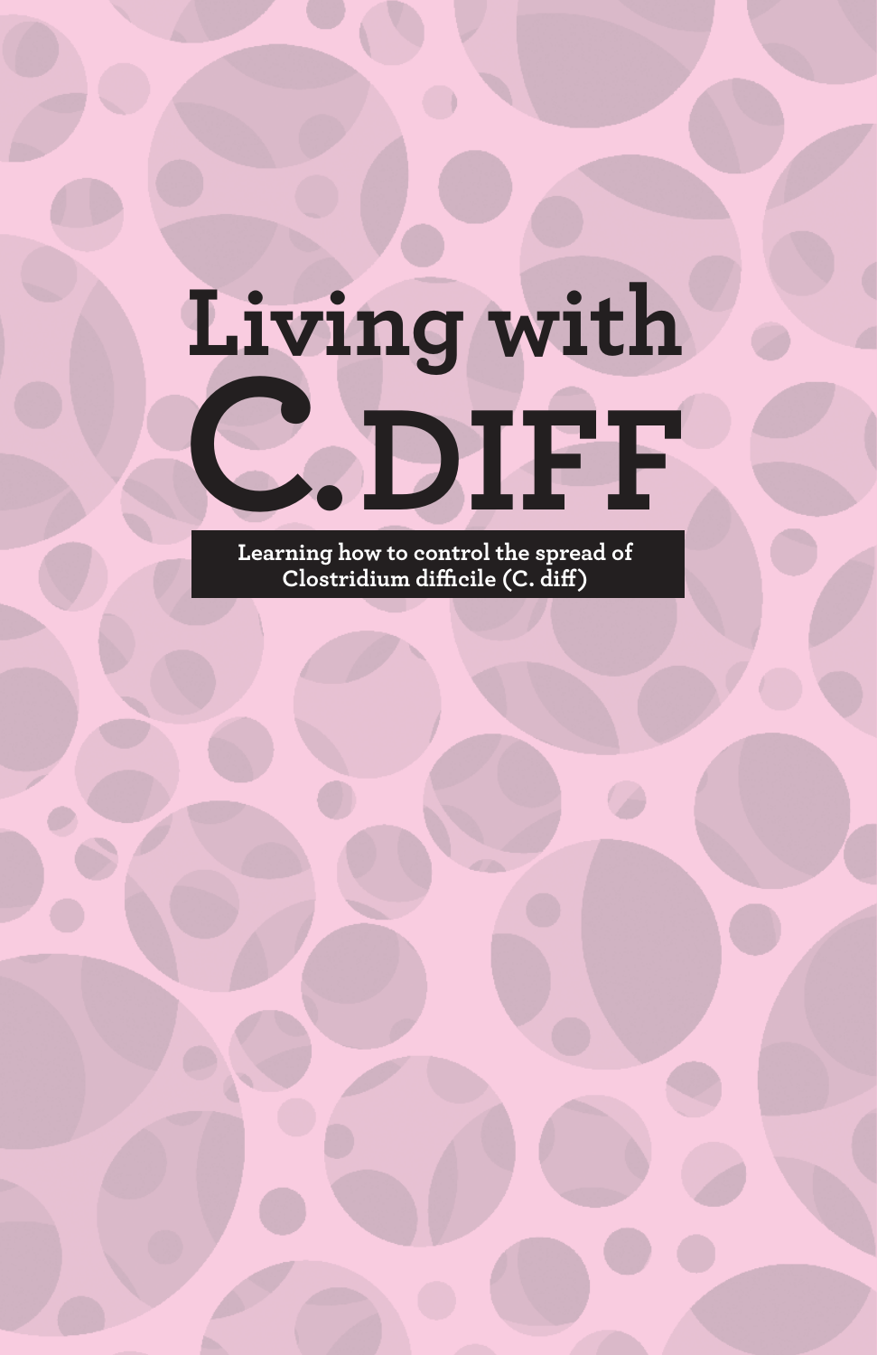# Living with C. DIFF

**Learning how to control the spread of Clostridium difficile (C. diff)**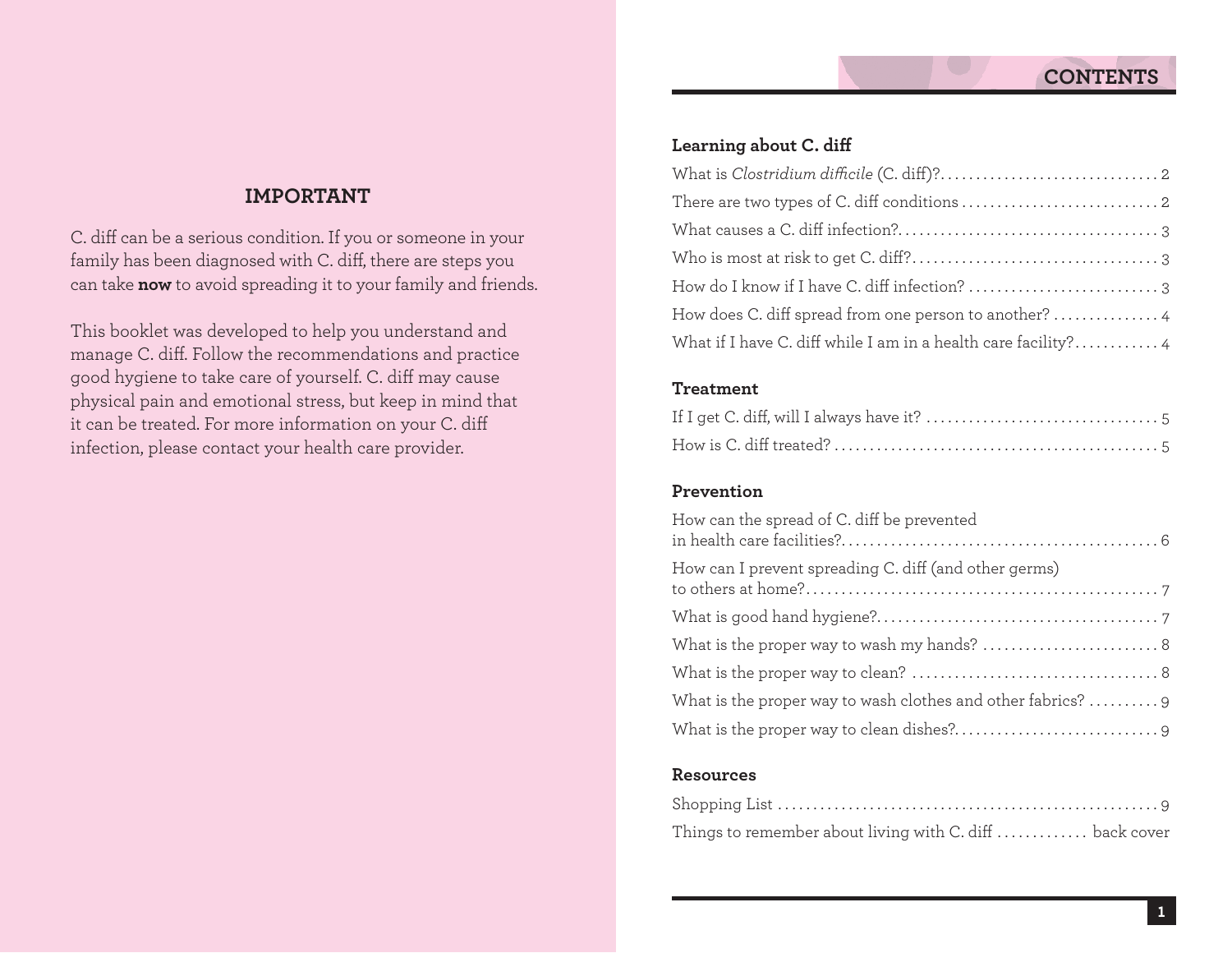## IMPORTANT

C. diff can be a serious condition. If you or someone in your family has been diagnosed with C. diff, there are steps you can take **now** to avoid spreading it to your family and friends.

This booklet was developed to help you understand and manage C. diff. Follow the recommendations and practice good hygiene to take care of yourself. C. diff may cause physical pain and emotional stress, but keep in mind that it can be treated. For more information on your C. diff infection, please contact your health care provider.

## CONTENTS

### Learning about C. diff

What is *Clostridium difficile* (C. diff)? .............................. 2

There are two types of C. diff conditions .............................. 2

What causes a C. diff infection? .............................. 3

Who is most at risk to get C. diff? .............................. 3

How do I know if I have C. diff infection? .............................. 3

How does C. diff spread from one person to another? .............................. 4

What if I have C. diff while I am in a health care facility? .............................. 4

### Treatment

If I get C. diff, will I always have it? .............................. 5

How is C. diff treated? .............................. 5

### Prevention

How can the spread of C. diff be prevented in health care facilities? .............................. 6

How can I prevent spreading C. diff (and other germs) to others at home? .............................. 7

What is good hand hygiene? .............................. 7

What is the proper way to wash my hands? .............................. 8

What is the proper way to clean? .............................. 8

What is the proper way to wash clothes and other fabrics? .............................. 9

What is the proper way to clean dishes? .............................. 9

### Resources

Shopping List .............................. 9

Things to remember about living with C. diff .............................. back cover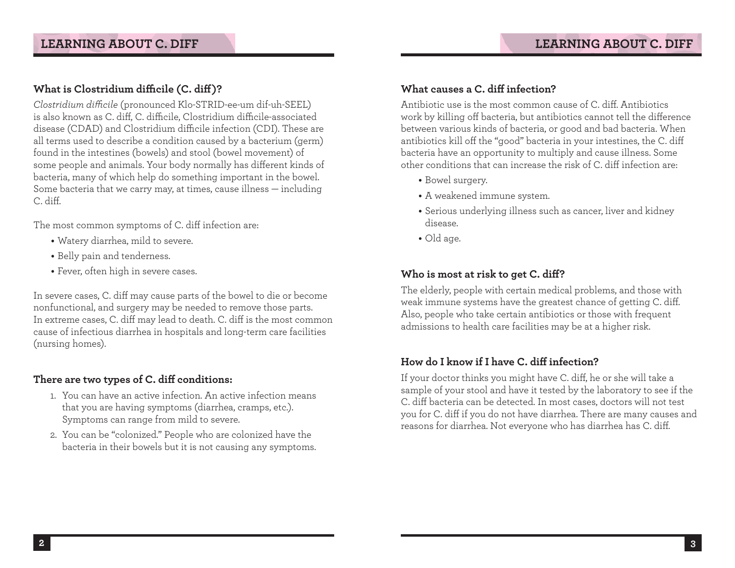## What is Clostridium difficile (C. diff)?

*Clostridium difficile* (pronounced Klo-STRID-ee-um dif-uh-SEEL) is also known as C. diff, C. difficile, Clostridium difficile-associated disease (CDAD) and Clostridium difficile infection (CDI). These are all terms used to describe a condition caused by a bacterium (germ) found in the intestines (bowels) and stool (bowel movement) of some people and animals. Your body normally has different kinds of bacteria, many of which help do something important in the bowel. Some bacteria that we carry may, at times, cause illness — including C. diff.

The most common symptoms of C. diff infection are:

- Watery diarrhea, mild to severe.
- Belly pain and tenderness.
- Fever, often high in severe cases.

In severe cases, C. diff may cause parts of the bowel to die or become nonfunctional, and surgery may be needed to remove those parts. In extreme cases, C. diff may lead to death. C. diff is the most common cause of infectious diarrhea in hospitals and long-term care facilities (nursing homes).

## There are two types of C. diff conditions:

1. You can have an active infection. An active infection means that you are having symptoms (diarrhea, cramps, etc.). Symptoms can range from mild to severe.
2. You can be "colonized." People who are colonized have the bacteria in their bowels but it is not causing any symptoms.

## What causes a C. diff infection?

Antibiotic use is the most common cause of C. diff. Antibiotics work by killing off bacteria, but antibiotics cannot tell the difference between various kinds of bacteria, or good and bad bacteria. When antibiotics kill off the "good" bacteria in your intestines, the C. diff bacteria have an opportunity to multiply and cause illness. Some other conditions that can increase the risk of C. diff infection are:

- Bowel surgery.
- A weakened immune system.
- Serious underlying illness such as cancer, liver and kidney disease.
- Old age.

## Who is most at risk to get C. diff?

The elderly, people with certain medical problems, and those with weak immune systems have the greatest chance of getting C. diff. Also, people who take certain antibiotics or those with frequent admissions to health care facilities may be at a higher risk.

## How do I know if I have C. diff infection?

If your doctor thinks you might have C. diff, he or she will take a sample of your stool and have it tested by the laboratory to see if the C. diff bacteria can be detected. In most cases, doctors will not test you for C. diff if you do not have diarrhea. There are many causes and reasons for diarrhea. Not everyone who has diarrhea has C. diff.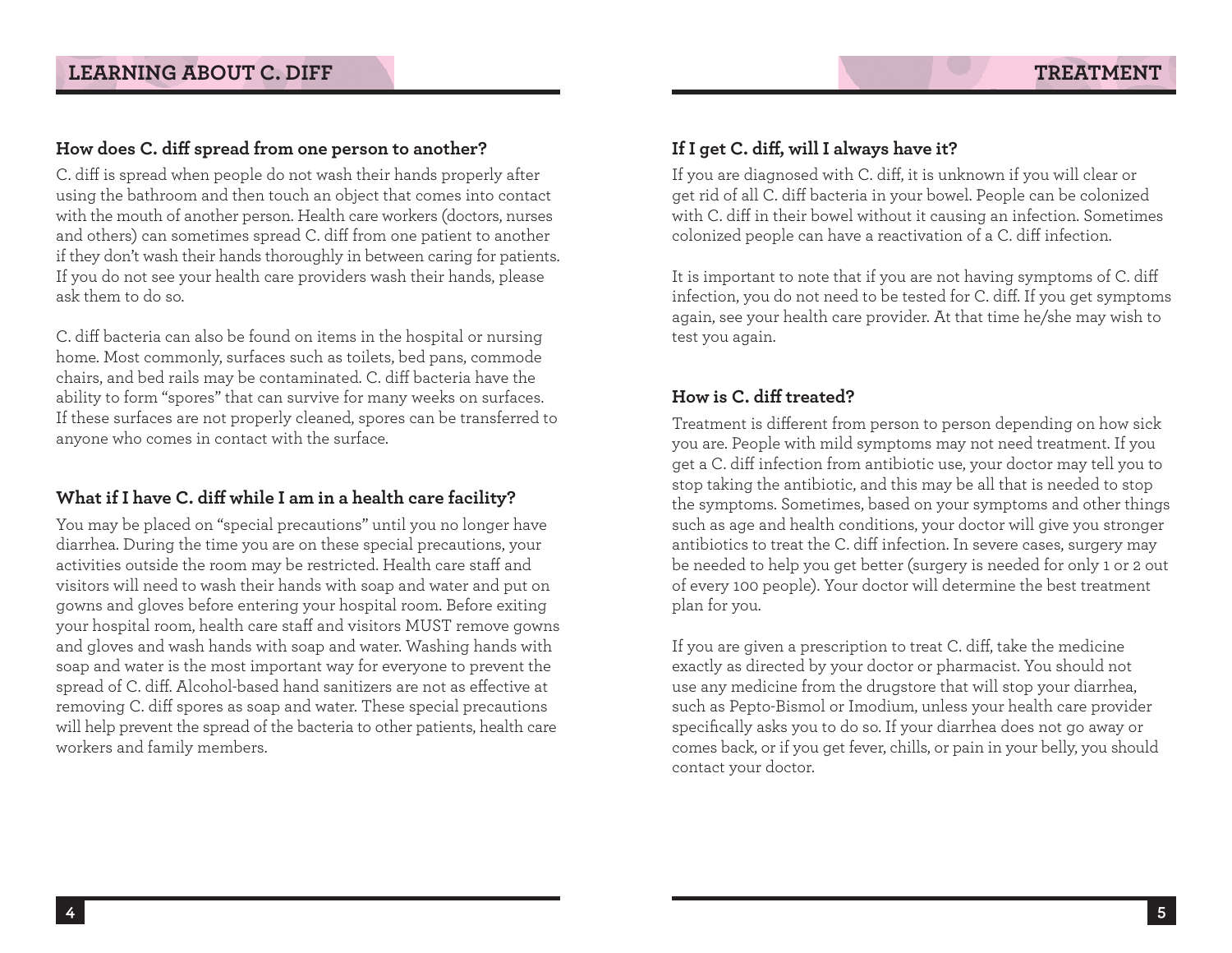## LEARNING ABOUT C. DIFF

### How does C. diff spread from one person to another?

C. diff is spread when people do not wash their hands properly after using the bathroom and then touch an object that comes into contact with the mouth of another person. Health care workers (doctors, nurses and others) can sometimes spread C. diff from one patient to another if they don't wash their hands thoroughly in between caring for patients. If you do not see your health care providers wash their hands, please ask them to do so.

C. diff bacteria can also be found on items in the hospital or nursing home. Most commonly, surfaces such as toilets, bed pans, commode chairs, and bed rails may be contaminated. C. diff bacteria have the ability to form "spores" that can survive for many weeks on surfaces. If these surfaces are not properly cleaned, spores can be transferred to anyone who comes in contact with the surface.

### What if I have C. diff while I am in a health care facility?

You may be placed on "special precautions" until you no longer have diarrhea. During the time you are on these special precautions, your activities outside the room may be restricted. Health care staff and visitors will need to wash their hands with soap and water and put on gowns and gloves before entering your hospital room. Before exiting your hospital room, health care staff and visitors MUST remove gowns and gloves and wash hands with soap and water. Washing hands with soap and water is the most important way for everyone to prevent the spread of C. diff. Alcohol-based hand sanitizers are not as effective at removing C. diff spores as soap and water. These special precautions will help prevent the spread of the bacteria to other patients, health care workers and family members.

## TREATMENT

### If I get C. diff, will I always have it?

If you are diagnosed with C. diff, it is unknown if you will clear or get rid of all C. diff bacteria in your bowel. People can be colonized with C. diff in their bowel without it causing an infection. Sometimes colonized people can have a reactivation of a C. diff infection.

It is important to note that if you are not having symptoms of C. diff infection, you do not need to be tested for C. diff. If you get symptoms again, see your health care provider. At that time he/she may wish to test you again.

### How is C. diff treated?

Treatment is different from person to person depending on how sick you are. People with mild symptoms may not need treatment. If you get a C. diff infection from antibiotic use, your doctor may tell you to stop taking the antibiotic, and this may be all that is needed to stop the symptoms. Sometimes, based on your symptoms and other things such as age and health conditions, your doctor will give you stronger antibiotics to treat the C. diff infection. In severe cases, surgery may be needed to help you get better (surgery is needed for only 1 or 2 out of every 100 people). Your doctor will determine the best treatment plan for you.

If you are given a prescription to treat C. diff, take the medicine exactly as directed by your doctor or pharmacist. You should not use any medicine from the drugstore that will stop your diarrhea, such as Pepto-Bismol or Imodium, unless your health care provider specifically asks you to do so. If your diarrhea does not go away or comes back, or if you get fever, chills, or pain in your belly, you should contact your doctor.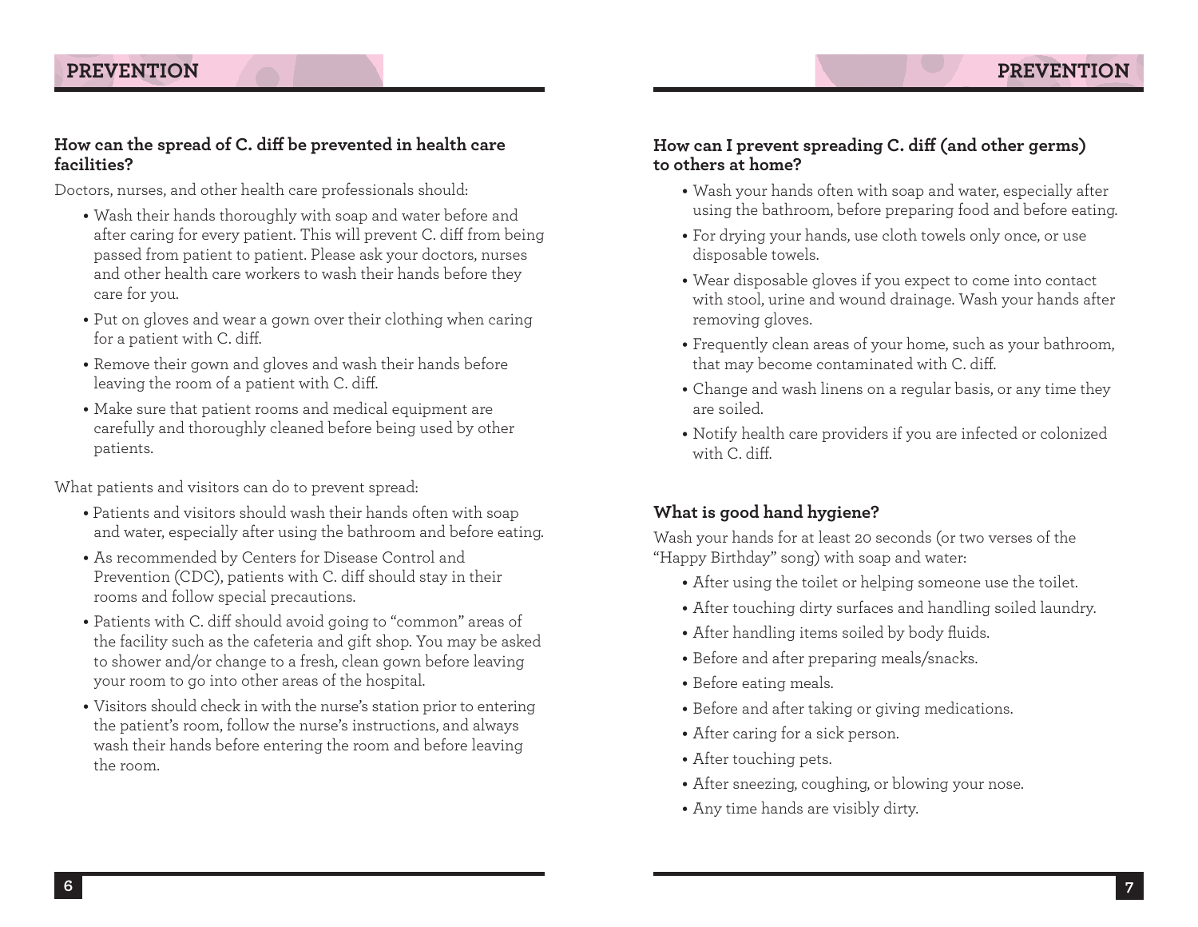## PREVENTION

### How can the spread of C. diff be prevented in health care facilities?

Doctors, nurses, and other health care professionals should:

- Wash their hands thoroughly with soap and water before and after caring for every patient. This will prevent C. diff from being passed from patient to patient. Please ask your doctors, nurses and other health care workers to wash their hands before they care for you.
- Put on gloves and wear a gown over their clothing when caring for a patient with C. diff.
- Remove their gown and gloves and wash their hands before leaving the room of a patient with C. diff.
- Make sure that patient rooms and medical equipment are carefully and thoroughly cleaned before being used by other patients.

What patients and visitors can do to prevent spread:

- Patients and visitors should wash their hands often with soap and water, especially after using the bathroom and before eating.
- As recommended by Centers for Disease Control and Prevention (CDC), patients with C. diff should stay in their rooms and follow special precautions.
- Patients with C. diff should avoid going to "common" areas of the facility such as the cafeteria and gift shop. You may be asked to shower and/or change to a fresh, clean gown before leaving your room to go into other areas of the hospital.
- Visitors should check in with the nurse's station prior to entering the patient's room, follow the nurse's instructions, and always wash their hands before entering the room and before leaving the room.

### How can I prevent spreading C. diff (and other germs) to others at home?

- Wash your hands often with soap and water, especially after using the bathroom, before preparing food and before eating.
- For drying your hands, use cloth towels only once, or use disposable towels.
- Wear disposable gloves if you expect to come into contact with stool, urine and wound drainage. Wash your hands after removing gloves.
- Frequently clean areas of your home, such as your bathroom, that may become contaminated with C. diff.
- Change and wash linens on a regular basis, or any time they are soiled.
- Notify health care providers if you are infected or colonized with C. diff.

### What is good hand hygiene?

Wash your hands for at least 20 seconds (or two verses of the "Happy Birthday" song) with soap and water:

- After using the toilet or helping someone use the toilet.
- After touching dirty surfaces and handling soiled laundry.
- After handling items soiled by body fluids.
- Before and after preparing meals/snacks.
- Before eating meals.
- Before and after taking or giving medications.
- After caring for a sick person.
- After touching pets.
- After sneezing, coughing, or blowing your nose.
- Any time hands are visibly dirty.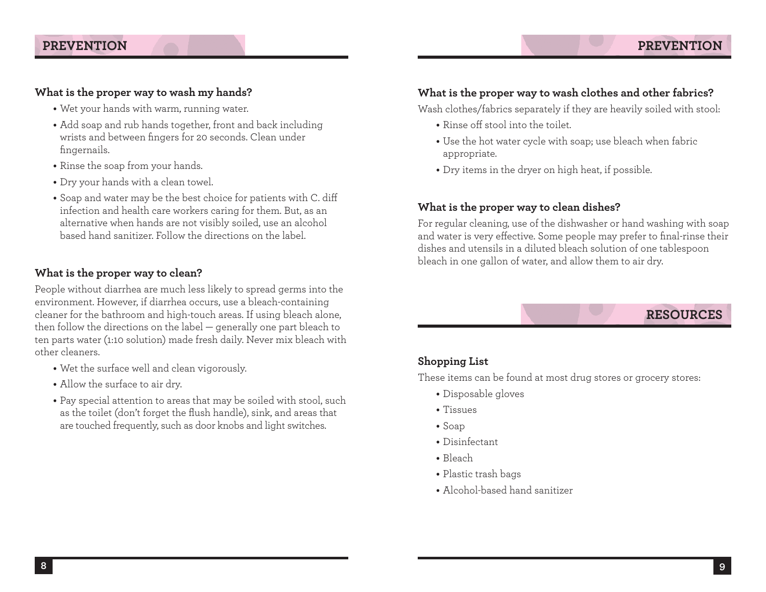## PREVENTION

### What is the proper way to wash my hands?

- Wet your hands with warm, running water.
- Add soap and rub hands together, front and back including wrists and between fingers for 20 seconds. Clean under fingernails.
- Rinse the soap from your hands.
- Dry your hands with a clean towel.
- Soap and water may be the best choice for patients with C. diff infection and health care workers caring for them. But, as an alternative when hands are not visibly soiled, use an alcohol based hand sanitizer. Follow the directions on the label.

### What is the proper way to clean?

People without diarrhea are much less likely to spread germs into the environment. However, if diarrhea occurs, use a bleach-containing cleaner for the bathroom and high-touch areas. If using bleach alone, then follow the directions on the label — generally one part bleach to ten parts water (1:10 solution) made fresh daily. Never mix bleach with other cleaners.

- Wet the surface well and clean vigorously.
- Allow the surface to air dry.
- Pay special attention to areas that may be soiled with stool, such as the toilet (don't forget the flush handle), sink, and areas that are touched frequently, such as door knobs and light switches.

### What is the proper way to wash clothes and other fabrics?

Wash clothes/fabrics separately if they are heavily soiled with stool:

- Rinse off stool into the toilet.
- Use the hot water cycle with soap; use bleach when fabric appropriate.
- Dry items in the dryer on high heat, if possible.

### What is the proper way to clean dishes?

For regular cleaning, use of the dishwasher or hand washing with soap and water is very effective. Some people may prefer to final-rinse their dishes and utensils in a diluted bleach solution of one tablespoon bleach in one gallon of water, and allow them to air dry.

## RESOURCES

### Shopping List

These items can be found at most drug stores or grocery stores:

- Disposable gloves
- Tissues
- Soap
- Disinfectant
- Bleach
- Plastic trash bags
- Alcohol-based hand sanitizer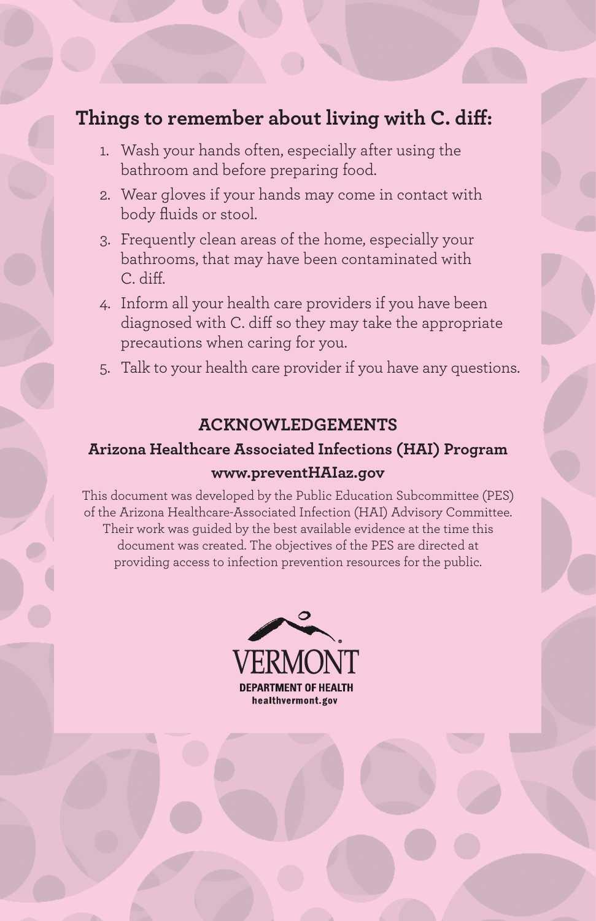## Things to remember about living with C. diff:

1. Wash your hands often, especially after using the bathroom and before preparing food.
2. Wear gloves if your hands may come in contact with body fluids or stool.
3. Frequently clean areas of the home, especially your bathrooms, that may have been contaminated with C. diff.
4. Inform all your health care providers if you have been diagnosed with C. diff so they may take the appropriate precautions when caring for you.
5. Talk to your health care provider if you have any questions.

### ACKNOWLEDGEMENTS

**Arizona Healthcare Associated Infections (HAI) Program**

**www.preventHAIaz.gov**

This document was developed by the Public Education Subcommittee (PES) of the Arizona Healthcare-Associated Infection (HAI) Advisory Committee. Their work was guided by the best available evidence at the time this document was created. The objectives of the PES are directed at providing access to infection prevention resources for the public.

VERMONT
DEPARTMENT OF HEALTH
healthvermont.gov